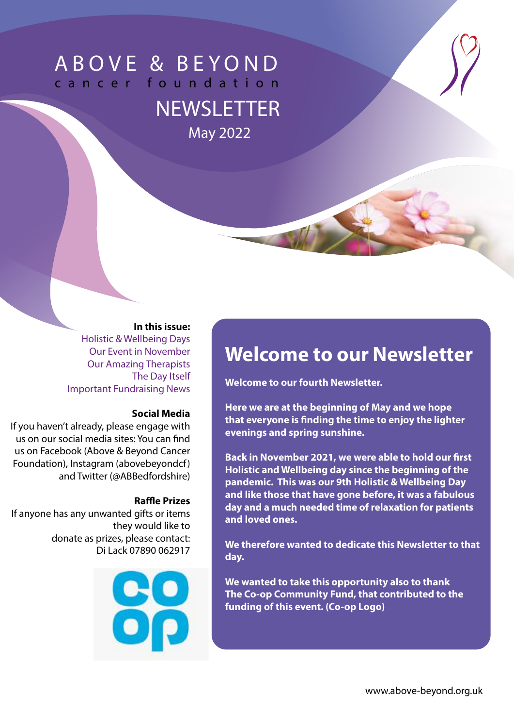# ABOVE & BEYOND

cancer foundation

## NEWSLETTER

May 2022

**In this issue:**

Holistic & Wellbeing Days
Our Event in November
Our Amazing Therapists
The Day Itself
Important Fundraising News

**Social Media**

If you haven't already, please engage with us on our social media sites: You can find us on Facebook (Above & Beyond Cancer Foundation), Instagram (abovebeyondcf) and Twitter (@ABBedfordshire)

**Raffle Prizes**

If anyone has any unwanted gifts or items they would like to donate as prizes, please contact: Di Lack 07890 062917

## Welcome to our Newsletter

**Welcome to our fourth Newsletter.**

**Here we are at the beginning of May and we hope that everyone is finding the time to enjoy the lighter evenings and spring sunshine.**

**Back in November 2021, we were able to hold our first Holistic and Wellbeing day since the beginning of the pandemic. This was our 9th Holistic & Wellbeing Day and like those that have gone before, it was a fabulous day and a much needed time of relaxation for patients and loved ones.**

**We therefore wanted to dedicate this Newsletter to that day.**

**We wanted to take this opportunity also to thank The Co-op Community Fund, that contributed to the funding of this event. (Co-op Logo)**

www.above-beyond.org.uk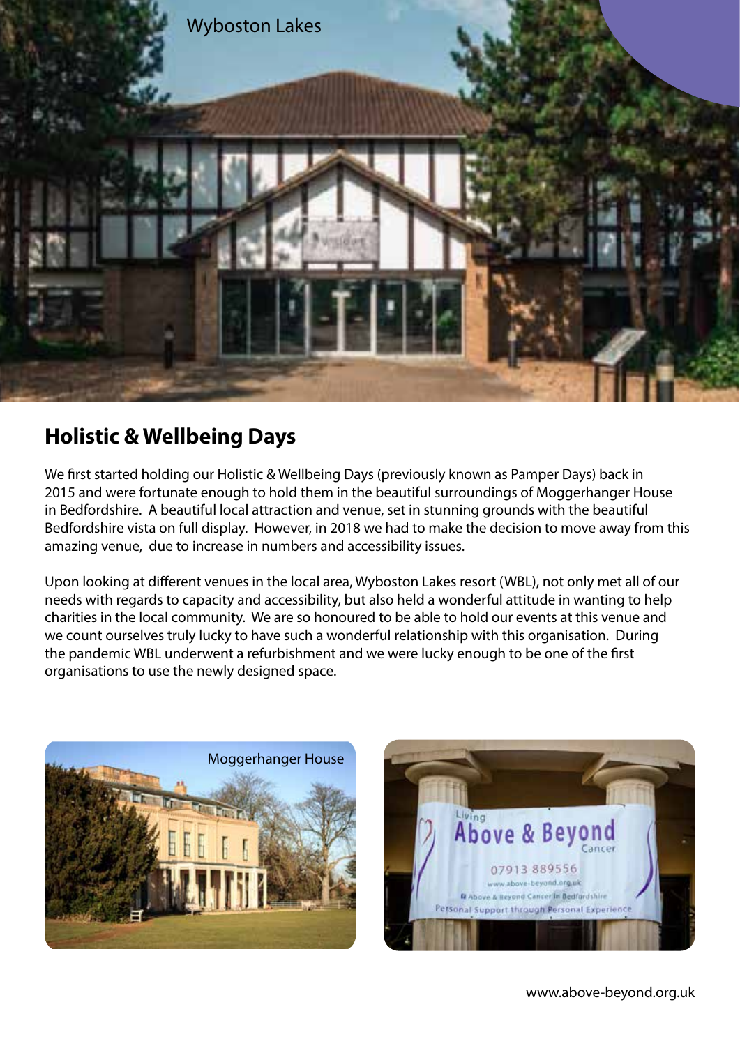Wyboston Lakes

## Holistic & Wellbeing Days

We first started holding our Holistic & Wellbeing Days (previously known as Pamper Days) back in 2015 and were fortunate enough to hold them in the beautiful surroundings of Moggerhanger House in Bedfordshire. A beautiful local attraction and venue, set in stunning grounds with the beautiful Bedfordshire vista on full display. However, in 2018 we had to make the decision to move away from this amazing venue, due to increase in numbers and accessibility issues.

Upon looking at different venues in the local area, Wyboston Lakes resort (WBL), not only met all of our needs with regards to capacity and accessibility, but also held a wonderful attitude in wanting to help charities in the local community. We are so honoured to be able to hold our events at this venue and we count ourselves truly lucky to have such a wonderful relationship with this organisation. During the pandemic WBL underwent a refurbishment and we were lucky enough to be one of the first organisations to use the newly designed space.

Moggerhanger House

www.above-beyond.org.uk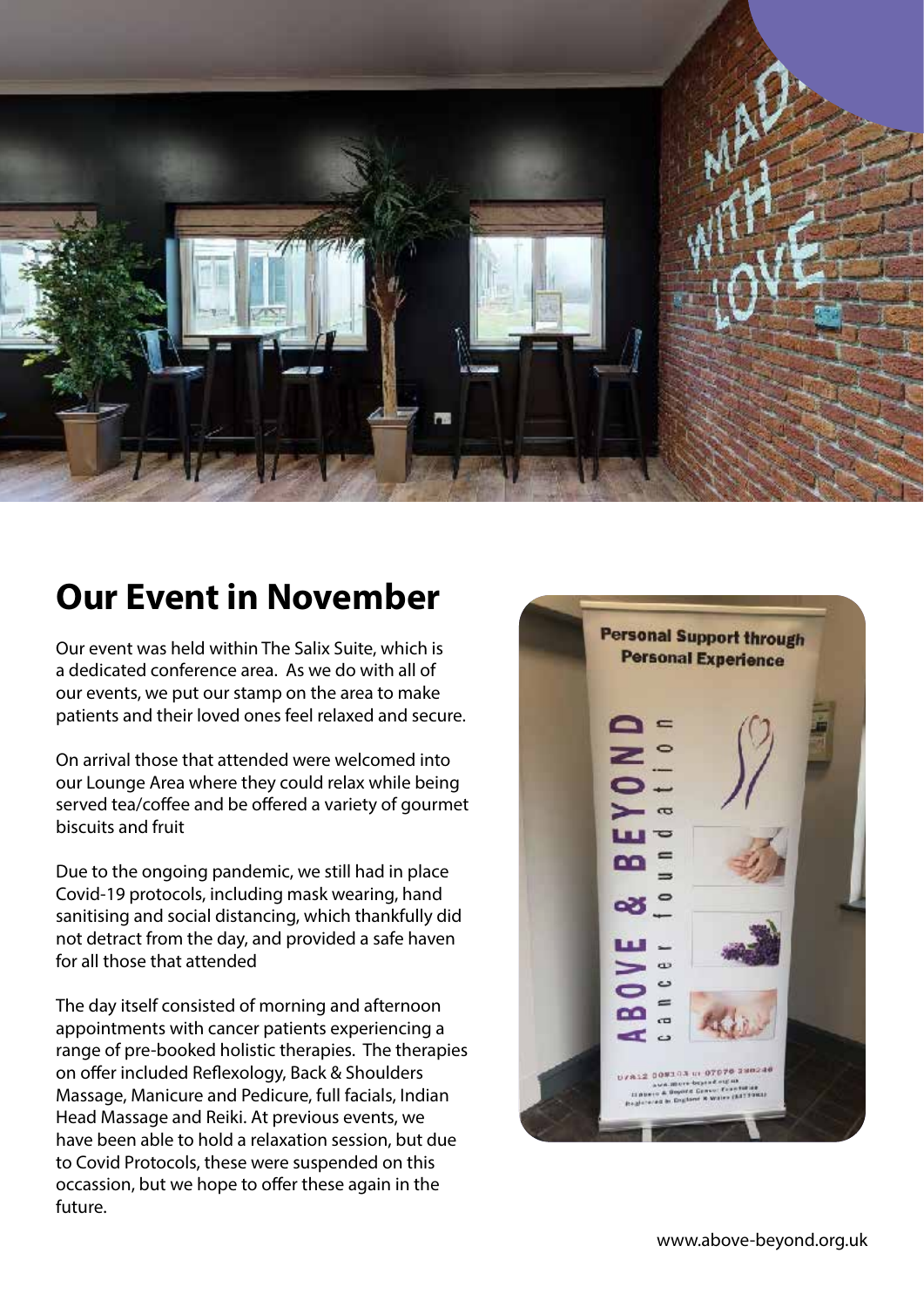## Our Event in November

Our event was held within The Salix Suite, which is a dedicated conference area. As we do with all of our events, we put our stamp on the area to make patients and their loved ones feel relaxed and secure.

On arrival those that attended were welcomed into our Lounge Area where they could relax while being served tea/coffee and be offered a variety of gourmet biscuits and fruit

Due to the ongoing pandemic, we still had in place Covid-19 protocols, including mask wearing, hand sanitising and social distancing, which thankfully did not detract from the day, and provided a safe haven for all those that attended

The day itself consisted of morning and afternoon appointments with cancer patients experiencing a range of pre-booked holistic therapies. The therapies on offer included Reflexology, Back & Shoulders Massage, Manicure and Pedicure, full facials, Indian Head Massage and Reiki. At previous events, we have been able to hold a relaxation session, but due to Covid Protocols, these were suspended on this occassion, but we hope to offer these again in the future.

www.above-beyond.org.uk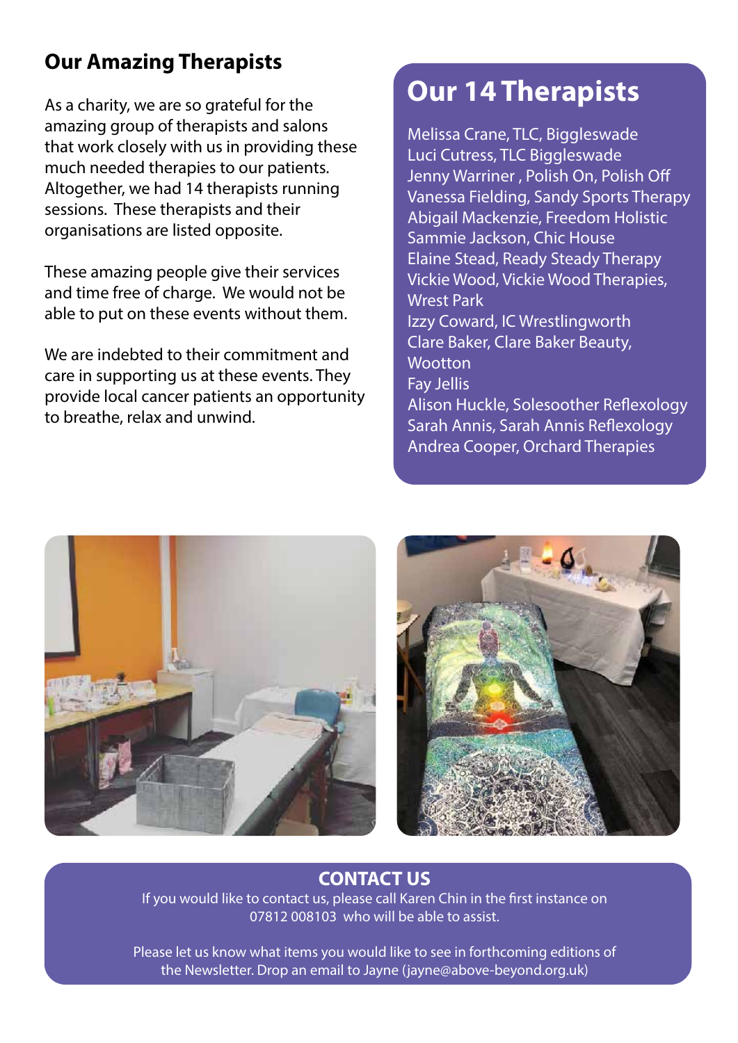## Our Amazing Therapists

As a charity, we are so grateful for the amazing group of therapists and salons that work closely with us in providing these much needed therapies to our patients. Altogether, we had 14 therapists running sessions. These therapists and their organisations are listed opposite.

These amazing people give their services and time free of charge. We would not be able to put on these events without them.

We are indebted to their commitment and care in supporting us at these events. They provide local cancer patients an opportunity to breathe, relax and unwind.

## Our 14 Therapists

Melissa Crane, TLC, Biggleswade
Luci Cutress, TLC Biggleswade
Jenny Warriner , Polish On, Polish Off
Vanessa Fielding, Sandy Sports Therapy
Abigail Mackenzie, Freedom Holistic
Sammie Jackson, Chic House
Elaine Stead, Ready Steady Therapy
Vickie Wood, Vickie Wood Therapies, Wrest Park
Izzy Coward, IC Wrestlingworth
Clare Baker, Clare Baker Beauty, Wootton
Fay Jellis
Alison Huckle, Solesoother Reflexology
Sarah Annis, Sarah Annis Reflexology
Andrea Cooper, Orchard Therapies

## CONTACT US

If you would like to contact us, please call Karen Chin in the first instance on 07812 008103 who will be able to assist.

Please let us know what items you would like to see in forthcoming editions of the Newsletter. Drop an email to Jayne (jayne@above-beyond.org.uk)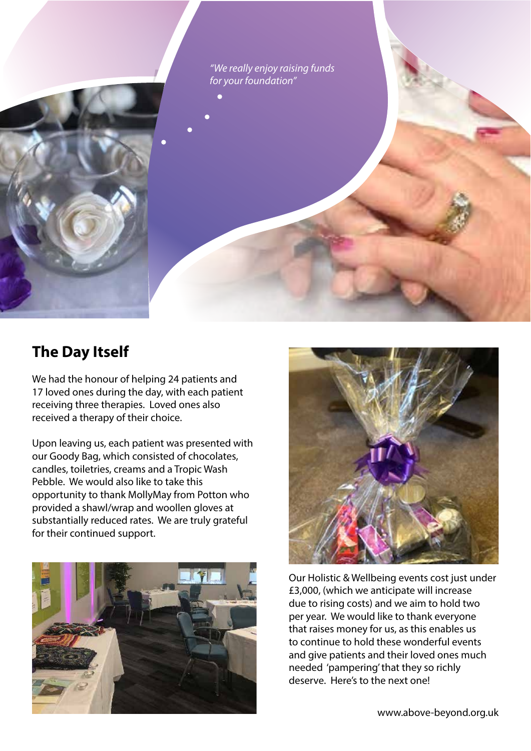*"We really enjoy raising funds for your foundation"*

## The Day Itself

We had the honour of helping 24 patients and 17 loved ones during the day, with each patient receiving three therapies. Loved ones also received a therapy of their choice.

Upon leaving us, each patient was presented with our Goody Bag, which consisted of chocolates, candles, toiletries, creams and a Tropic Wash Pebble. We would also like to take this opportunity to thank MollyMay from Potton who provided a shawl/wrap and woollen gloves at substantially reduced rates. We are truly grateful for their continued support.

Our Holistic & Wellbeing events cost just under £3,000, (which we anticipate will increase due to rising costs) and we aim to hold two per year. We would like to thank everyone that raises money for us, as this enables us to continue to hold these wonderful events and give patients and their loved ones much needed 'pampering' that they so richly deserve. Here's to the next one!

www.above-beyond.org.uk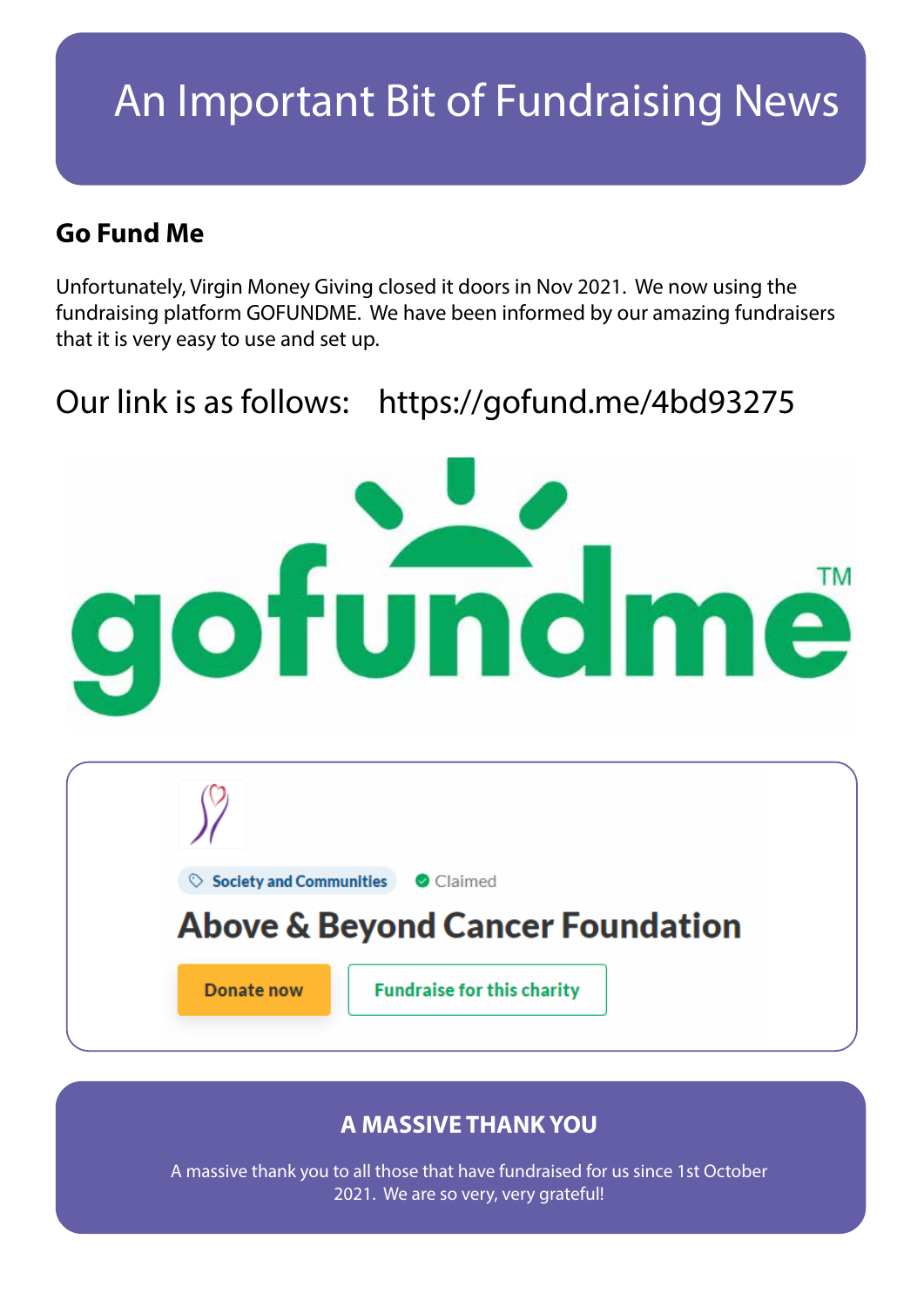# An Important Bit of Fundraising News

## Go Fund Me

Unfortunately, Virgin Money Giving closed it doors in Nov 2021. We now using the fundraising platform GOFUNDME. We have been informed by our amazing fundraisers that it is very easy to use and set up.

Our link is as follows: https://gofund.me/4bd93275

gofundme™

Society and Communities ✓ Claimed

**Above & Beyond Cancer Foundation**

Donate now | Fundraise for this charity

### A MASSIVE THANK YOU

A massive thank you to all those that have fundraised for us since 1st October 2021. We are so very, very grateful!